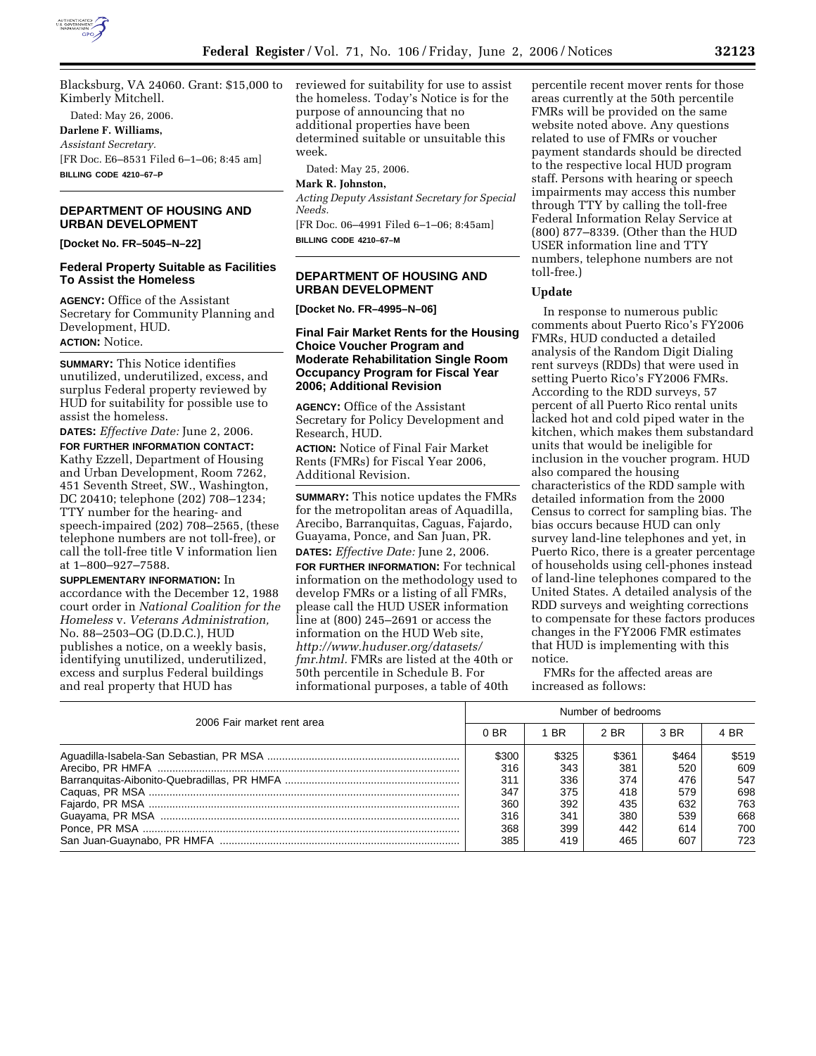Blacksburg, VA 24060. Grant: $15,000 to Kimberly Mitchell.

Dated: May 26, 2006.

**Darlene F. Williams,**

*Assistant Secretary.*

[FR Doc. E6–8531 Filed 6–1–06; 8:45 am]

**BILLING CODE 4210–67–P**

## DEPARTMENT OF HOUSING AND URBAN DEVELOPMENT

**[Docket No. FR–5045–N–22]**

### Federal Property Suitable as Facilities To Assist the Homeless

**AGENCY:** Office of the Assistant Secretary for Community Planning and Development, HUD.

**ACTION:** Notice.

**SUMMARY:** This Notice identifies unutilized, underutilized, excess, and surplus Federal property reviewed by HUD for suitability for possible use to assist the homeless.

**DATES:** *Effective Date:* June 2, 2006.

**FOR FURTHER INFORMATION CONTACT:** Kathy Ezzell, Department of Housing and Urban Development, Room 7262, 451 Seventh Street, SW., Washington, DC 20410; telephone (202) 708–1234; TTY number for the hearing- and speech-impaired (202) 708–2565, (these telephone numbers are not toll-free), or call the toll-free title V information lien at 1–800–927–7588.

**SUPPLEMENTARY INFORMATION:** In accordance with the December 12, 1988 court order in *National Coalition for the Homeless* v. *Veterans Administration,* No. 88–2503–OG (D.D.C.), HUD publishes a notice, on a weekly basis, identifying unutilized, underutilized, excess and surplus Federal buildings and real property that HUD has reviewed for suitability for use to assist the homeless. Today's Notice is for the purpose of announcing that no additional properties have been determined suitable or unsuitable this week.

Dated: May 25, 2006.

**Mark R. Johnston,**

*Acting Deputy Assistant Secretary for Special Needs.*

[FR Doc. 06–4991 Filed 6–1–06; 8:45am]

**BILLING CODE 4210–67–M**

## DEPARTMENT OF HOUSING AND URBAN DEVELOPMENT

**[Docket No. FR–4995–N–06]**

### Final Fair Market Rents for the Housing Choice Voucher Program and Moderate Rehabilitation Single Room Occupancy Program for Fiscal Year 2006; Additional Revision

**AGENCY:** Office of the Assistant Secretary for Policy Development and Research, HUD.

**ACTION:** Notice of Final Fair Market Rents (FMRs) for Fiscal Year 2006, Additional Revision.

**SUMMARY:** This notice updates the FMRs for the metropolitan areas of Aquadilla, Arecibo, Barranquitas, Caguas, Fajardo, Guayama, Ponce, and San Juan, PR.

**DATES:** *Effective Date:* June 2, 2006.

**FOR FURTHER INFORMATION:** For technical information on the methodology used to develop FMRs or a listing of all FMRs, please call the HUD USER information line at (800) 245–2691 or access the information on the HUD Web site, *http://www.huduser.org/datasets/fmr.html.* FMRs are listed at the 40th or 50th percentile in Schedule B. For informational purposes, a table of 40th percentile recent mover rents for those areas currently at the 50th percentile FMRs will be provided on the same website noted above. Any questions related to use of FMRs or voucher payment standards should be directed to the respective local HUD program staff. Persons with hearing or speech impairments may access this number through TTY by calling the toll-free Federal Information Relay Service at (800) 877–8339. (Other than the HUD USER information line and TTY numbers, telephone numbers are not toll-free.)

### Update

In response to numerous public comments about Puerto Rico's FY2006 FMRs, HUD conducted a detailed analysis of the Random Digit Dialing rent surveys (RDDs) that were used in setting Puerto Rico's FY2006 FMRs. According to the RDD surveys, 57 percent of all Puerto Rico rental units lacked hot and cold piped water in the kitchen, which makes them substandard units that would be ineligible for inclusion in the voucher program. HUD also compared the housing characteristics of the RDD sample with detailed information from the 2000 Census to correct for sampling bias. The bias occurs because HUD can only survey land-line telephones and yet, in Puerto Rico, there is a greater percentage of households using cell-phones instead of land-line telephones compared to the United States. A detailed analysis of the RDD surveys and weighting corrections to compensate for these factors produces changes in the FY2006 FMR estimates that HUD is implementing with this notice.

FMRs for the affected areas are increased as follows:

| 2006 Fair market rent area | Number of bedrooms | | | | |
|---|---|---|---|---|---|
| | 0 BR | 1 BR | 2 BR | 3 BR | 4 BR |
| Aguadilla-Isabela-San Sebastian, PR MSA | $300 | $325 | $361 | $464 | $519 |
| Arecibo, PR HMFA | 316 | 343 | 381 | 520 | 609 |
| Barranquitas-Aibonito-Quebradillas, PR HMFA | 311 | 336 | 374 | 476 | 547 |
| Caquas, PR MSA | 347 | 375 | 418 | 579 | 698 |
| Fajardo, PR MSA | 360 | 392 | 435 | 632 | 763 |
| Guayama, PR MSA | 316 | 341 | 380 | 539 | 668 |
| Ponce, PR MSA | 368 | 399 | 442 | 614 | 700 |
| San Juan-Guaynabo, PR HMFA | 385 | 419 | 465 | 607 | 723 |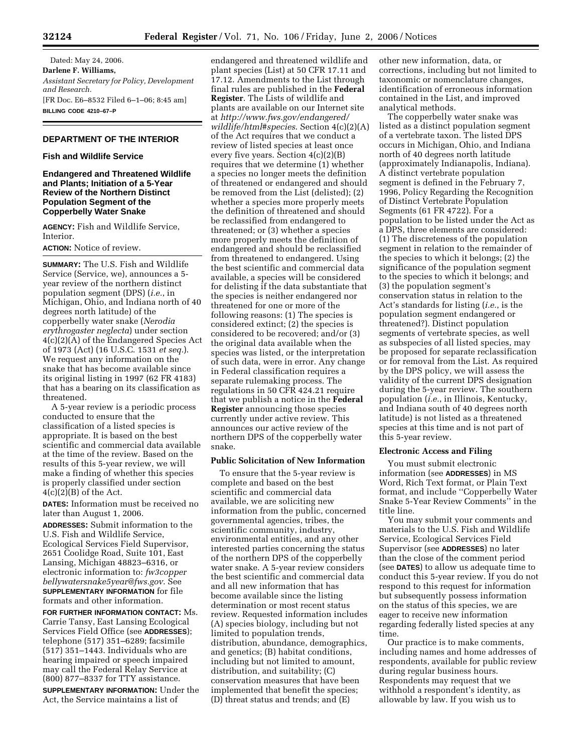Dated: May 24, 2006.

**Darlene F. Williams,**

*Assistant Secretary for Policy, Development and Research.*

[FR Doc. E6–8532 Filed 6–1–06; 8:45 am]

**BILLING CODE 4210–67–P**

## DEPARTMENT OF THE INTERIOR

### Fish and Wildlife Service

### Endangered and Threatened Wildlife and Plants; Initiation of a 5-Year Review of the Northern Distinct Population Segment of the Copperbelly Water Snake

**AGENCY:** Fish and Wildlife Service, Interior.

**ACTION:** Notice of review.

**SUMMARY:** The U.S. Fish and Wildlife Service (Service, we), announces a 5-year review of the northern distinct population segment (DPS) (*i.e.*, in Michigan, Ohio, and Indiana north of 40 degrees north latitude) of the copperbelly water snake (*Nerodia erythrogaster neglecta*) under section 4(c)(2)(A) of the Endangered Species Act of 1973 (Act) (16 U.S.C. 1531 *et seq.*). We request any information on the snake that has become available since its original listing in 1997 (62 FR 4183) that has a bearing on its classification as threatened.

A 5-year review is a periodic process conducted to ensure that the classification of a listed species is appropriate. It is based on the best scientific and commercial data available at the time of the review. Based on the results of this 5-year review, we will make a finding of whether this species is properly classified under section 4(c)(2)(B) of the Act.

**DATES:** Information must be received no later than August 1, 2006.

**ADDRESSES:** Submit information to the U.S. Fish and Wildlife Service, Ecological Services Field Supervisor, 2651 Coolidge Road, Suite 101, East Lansing, Michigan 48823–6316, or electronic information to: *fw3copperbellywatersnake5year@fws.gov*. See **SUPPLEMENTARY INFORMATION** for file formats and other information.

**FOR FURTHER INFORMATION CONTACT:** Ms. Carrie Tansy, East Lansing Ecological Services Field Office (see **ADDRESSES**); telephone (517) 351–6289; facsimile (517) 351–1443. Individuals who are hearing impaired or speech impaired may call the Federal Relay Service at (800) 877–8337 for TTY assistance.

**SUPPLEMENTARY INFORMATION:** Under the Act, the Service maintains a list of endangered and threatened wildlife and plant species (List) at 50 CFR 17.11 and 17.12. Amendments to the List through final rules are published in the **Federal Register**. The Lists of wildlife and plants are available on our Internet site at *http://www.fws.gov/endangered/wildlife/html#species*. Section 4(c)(2)(A) of the Act requires that we conduct a review of listed species at least once every five years. Section 4(c)(2)(B) requires that we determine (1) whether a species no longer meets the definition of threatened or endangered and should be removed from the List (delisted); (2) whether a species more properly meets the definition of threatened and should be reclassified from endangered to threatened; or (3) whether a species more properly meets the definition of endangered and should be reclassified from threatened to endangered. Using the best scientific and commercial data available, a species will be considered for delisting if the data substantiate that the species is neither endangered nor threatened for one or more of the following reasons: (1) The species is considered extinct; (2) the species is considered to be recovered; and/or (3) the original data available when the species was listed, or the interpretation of such data, were in error. Any change in Federal classification requires a separate rulemaking process. The regulations in 50 CFR 424.21 require that we publish a notice in the **Federal Register** announcing those species currently under active review. This announces our active review of the northern DPS of the copperbelly water snake.

#### Public Solicitation of New Information

To ensure that the 5-year review is complete and based on the best scientific and commercial data available, we are soliciting new information from the public, concerned governmental agencies, tribes, the scientific community, industry, environmental entities, and any other interested parties concerning the status of the northern DPS of the copperbelly water snake. A 5-year review considers the best scientific and commercial data and all new information that has become available since the listing determination or most recent status review. Requested information includes (A) species biology, including but not limited to population trends, distribution, abundance, demographics, and genetics; (B) habitat conditions, including but not limited to amount, distribution, and suitability; (C) conservation measures that have been implemented that benefit the species; (D) threat status and trends; and (E) other new information, data, or corrections, including but not limited to taxonomic or nomenclature changes, identification of erroneous information contained in the List, and improved analytical methods.

The copperbelly water snake was listed as a distinct population segment of a vertebrate taxon. The listed DPS occurs in Michigan, Ohio, and Indiana north of 40 degrees north latitude (approximately Indianapolis, Indiana). A distinct vertebrate population segment is defined in the February 7, 1996, Policy Regarding the Recognition of Distinct Vertebrate Population Segments (61 FR 4722). For a population to be listed under the Act as a DPS, three elements are considered: (1) The discreteness of the population segment in relation to the remainder of the species to which it belongs; (2) the significance of the population segment to the species to which it belongs; and (3) the population segment's conservation status in relation to the Act's standards for listing (*i.e.*, is the population segment endangered or threatened?). Distinct population segments of vertebrate species, as well as subspecies of all listed species, may be proposed for separate reclassification or for removal from the List. As required by the DPS policy, we will assess the validity of the current DPS designation during the 5-year review. The southern population (*i.e.*, in Illinois, Kentucky, and Indiana south of 40 degrees north latitude) is not listed as a threatened species at this time and is not part of this 5-year review.

#### Electronic Access and Filing

You must submit electronic information (see **ADDRESSES**) in MS Word, Rich Text format, or Plain Text format, and include "Copperbelly Water Snake 5-Year Review Comments" in the title line.

You may submit your comments and materials to the U.S. Fish and Wildlife Service, Ecological Services Field Supervisor (see **ADDRESSES**) no later than the close of the comment period (see **DATES**) to allow us adequate time to conduct this 5-year review. If you do not respond to this request for information but subsequently possess information on the status of this species, we are eager to receive new information regarding federally listed species at any time.

Our practice is to make comments, including names and home addresses of respondents, available for public review during regular business hours. Respondents may request that we withhold a respondent's identity, as allowable by law. If you wish us to